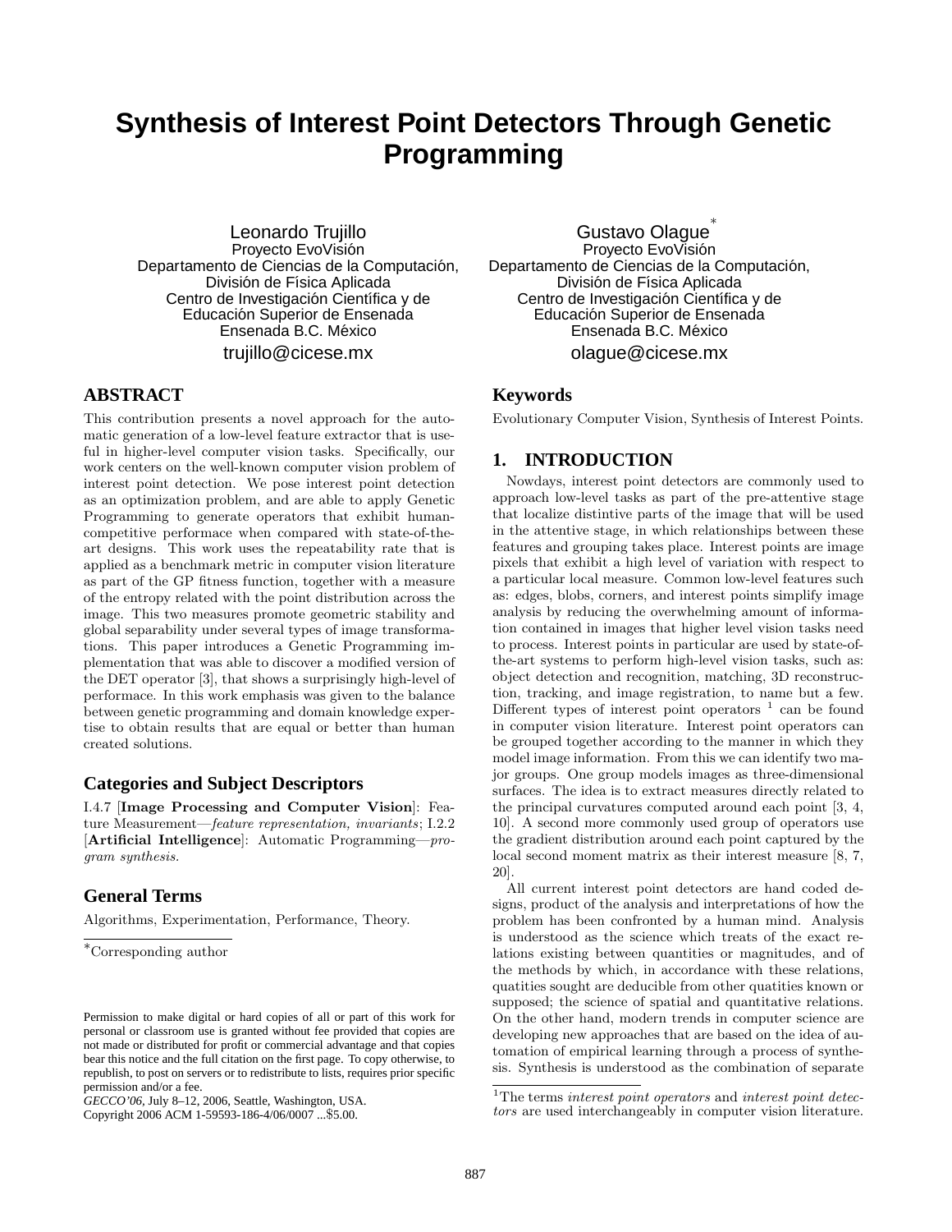# Synthesis of Interest Point Detectors Through Genetic Programming

Leonardo Trujillo
Proyecto EvoVisión
Departamento de Ciencias de la Computación,
División de Física Aplicada
Centro de Investigación Científica y de
Educación Superior de Ensenada
Ensenada B.C. México
trujillo@cicese.mx

Gustavo Olague*
Proyecto EvoVisión
Departamento de Ciencias de la Computación,
División de Física Aplicada
Centro de Investigación Científica y de
Educación Superior de Ensenada
Ensenada B.C. México
olague@cicese.mx

## ABSTRACT

This contribution presents a novel approach for the automatic generation of a low-level feature extractor that is useful in higher-level computer vision tasks. Specifically, our work centers on the well-known computer vision problem of interest point detection. We pose interest point detection as an optimization problem, and are able to apply Genetic Programming to generate operators that exhibit human-competitive performace when compared with state-of-the-art designs. This work uses the repeatability rate that is applied as a benchmark metric in computer vision literature as part of the GP fitness function, together with a measure of the entropy related with the point distribution across the image. This two measures promote geometric stability and global separability under several types of image transformations. This paper introduces a Genetic Programming implementation that was able to discover a modified version of the DET operator [3], that shows a surprisingly high-level of performace. In this work emphasis was given to the balance between genetic programming and domain knowledge expertise to obtain results that are equal or better than human created solutions.

## Categories and Subject Descriptors

I.4.7 [**Image Processing and Computer Vision**]: Feature Measurement—*feature representation, invariants*; I.2.2 [**Artificial Intelligence**]: Automatic Programming—*program synthesis.*

## General Terms

Algorithms, Experimentation, Performance, Theory.

*Corresponding author

Permission to make digital or hard copies of all or part of this work for personal or classroom use is granted without fee provided that copies are not made or distributed for profit or commercial advantage and that copies bear this notice and the full citation on the first page. To copy otherwise, to republish, to post on servers or to redistribute to lists, requires prior specific permission and/or a fee.
*GECCO'06*, July 8–12, 2006, Seattle, Washington, USA.
Copyright 2006 ACM 1-59593-186-4/06/0007 ...$5.00.

## Keywords

Evolutionary Computer Vision, Synthesis of Interest Points.

## 1. INTRODUCTION

Nowdays, interest point detectors are commonly used to approach low-level tasks as part of the pre-attentive stage that localize distintive parts of the image that will be used in the attentive stage, in which relationships between these features and grouping takes place. Interest points are image pixels that exhibit a high level of variation with respect to a particular local measure. Common low-level features such as: edges, blobs, corners, and interest points simplify image analysis by reducing the overwhelming amount of information contained in images that higher level vision tasks need to process. Interest points in particular are used by state-of-the-art systems to perform high-level vision tasks, such as: object detection and recognition, matching, 3D reconstruction, tracking, and image registration, to name but a few. Different types of interest point operators [1] can be found in computer vision literature. Interest point operators can be grouped together according to the manner in which they model image information. From this we can identify two major groups. One group models images as three-dimensional surfaces. The idea is to extract measures directly related to the principal curvatures computed around each point [3, 4, 10]. A second more commonly used group of operators use the gradient distribution around each point captured by the local second moment matrix as their interest measure [8, 7, 20].

All current interest point detectors are hand coded designs, product of the analysis and interpretations of how the problem has been confronted by a human mind. Analysis is understood as the science which treats of the exact relations existing between quantities or magnitudes, and of the methods by which, in accordance with these relations, quatities sought are deducible from other quatities known or supposed; the science of spatial and quantitative relations. On the other hand, modern trends in computer science are developing new approaches that are based on the idea of automation of empirical learning through a process of synthesis. Synthesis is understood as the combination of separate

[1] The terms *interest point operators* and *interest point detectors* are used interchangeably in computer vision literature.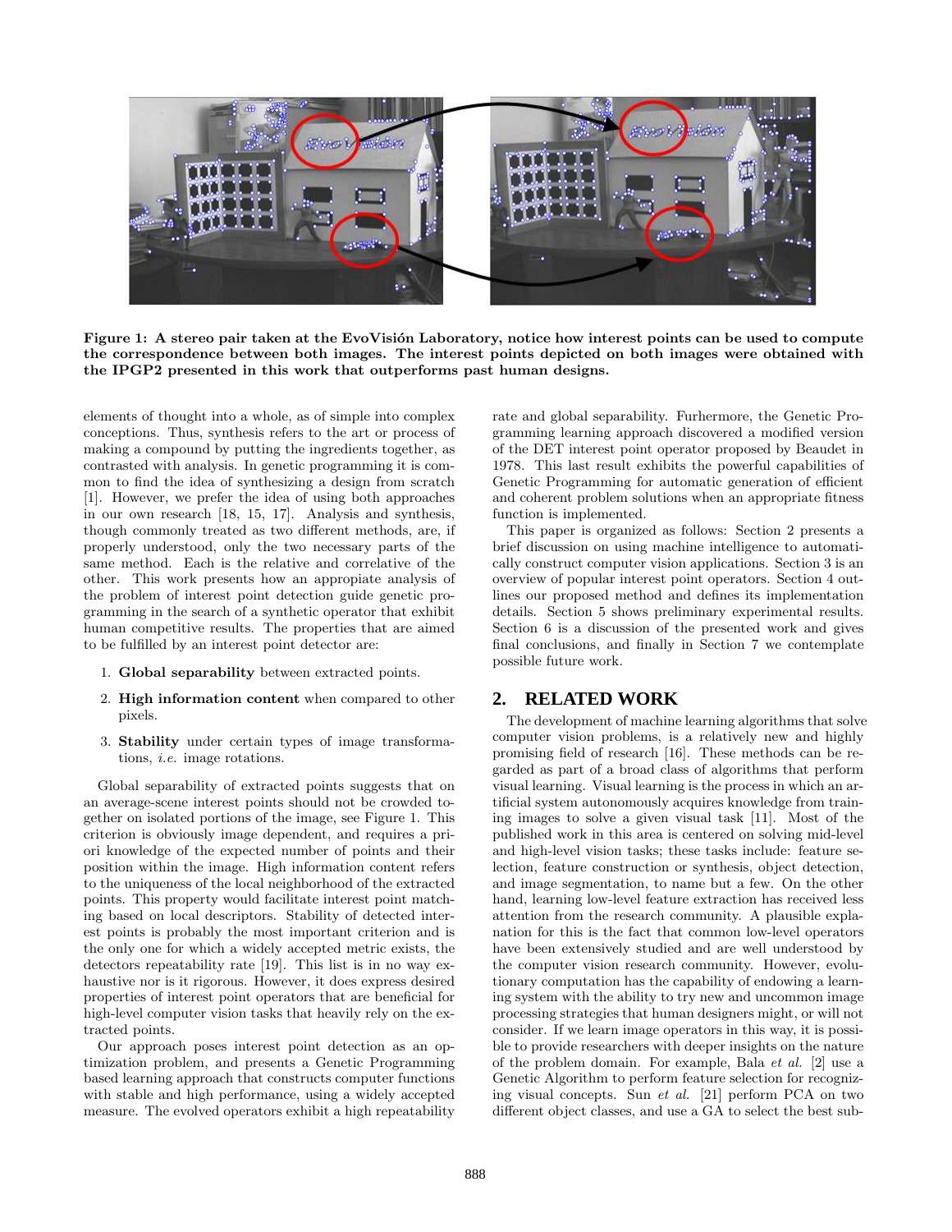Figure 1: A stereo pair taken at the EvoVisión Laboratory, notice how interest points can be used to compute the correspondence between both images. The interest points depicted on both images were obtained with the IPGP2 presented in this work that outperforms past human designs.

elements of thought into a whole, as of simple into complex conceptions. Thus, synthesis refers to the art or process of making a compound by putting the ingredients together, as contrasted with analysis. In genetic programming it is common to find the idea of synthesizing a design from scratch [1]. However, we prefer the idea of using both approaches in our own research [18, 15, 17]. Analysis and synthesis, though commonly treated as two different methods, are, if properly understood, only the two necessary parts of the same method. Each is the relative and correlative of the other. This work presents how an appropiate analysis of the problem of interest point detection guide genetic programming in the search of a synthetic operator that exhibit human competitive results. The properties that are aimed to be fulfilled by an interest point detector are:

1. **Global separability** between extracted points.
2. **High information content** when compared to other pixels.
3. **Stability** under certain types of image transformations, *i.e.* image rotations.

Global separability of extracted points suggests that on an average-scene interest points should not be crowded together on isolated portions of the image, see Figure 1. This criterion is obviously image dependent, and requires a priori knowledge of the expected number of points and their position within the image. High information content refers to the uniqueness of the local neighborhood of the extracted points. This property would facilitate interest point matching based on local descriptors. Stability of detected interest points is probably the most important criterion and is the only one for which a widely accepted metric exists, the detectors repeatability rate [19]. This list is in no way exhaustive nor is it rigorous. However, it does express desired properties of interest point operators that are beneficial for high-level computer vision tasks that heavily rely on the extracted points.

Our approach poses interest point detection as an optimization problem, and presents a Genetic Programming based learning approach that constructs computer functions with stable and high performance, using a widely accepted measure. The evolved operators exhibit a high repeatability rate and global separability. Furhermore, the Genetic Programming learning approach discovered a modified version of the DET interest point operator proposed by Beaudet in 1978. This last result exhibits the powerful capabilities of Genetic Programming for automatic generation of efficient and coherent problem solutions when an appropriate fitness function is implemented.

This paper is organized as follows: Section 2 presents a brief discussion on using machine intelligence to automatically construct computer vision applications. Section 3 is an overview of popular interest point operators. Section 4 outlines our proposed method and defines its implementation details. Section 5 shows preliminary experimental results. Section 6 is a discussion of the presented work and gives final conclusions, and finally in Section 7 we contemplate possible future work.

## 2. RELATED WORK

The development of machine learning algorithms that solve computer vision problems, is a relatively new and highly promising field of research [16]. These methods can be regarded as part of a broad class of algorithms that perform visual learning. Visual learning is the process in which an artificial system autonomously acquires knowledge from training images to solve a given visual task [11]. Most of the published work in this area is centered on solving mid-level and high-level vision tasks; these tasks include: feature selection, feature construction or synthesis, object detection, and image segmentation, to name but a few. On the other hand, learning low-level feature extraction has received less attention from the research community. A plausible explanation for this is the fact that common low-level operators have been extensively studied and are well understood by the computer vision research community. However, evolutionary computation has the capability of endowing a learning system with the ability to try new and uncommon image processing strategies that human designers might, or will not consider. If we learn image operators in this way, it is possible to provide researchers with deeper insights on the nature of the problem domain. For example, Bala *et al.* [2] use a Genetic Algorithm to perform feature selection for recognizing visual concepts. Sun *et al.* [21] perform PCA on two different object classes, and use a GA to select the best sub-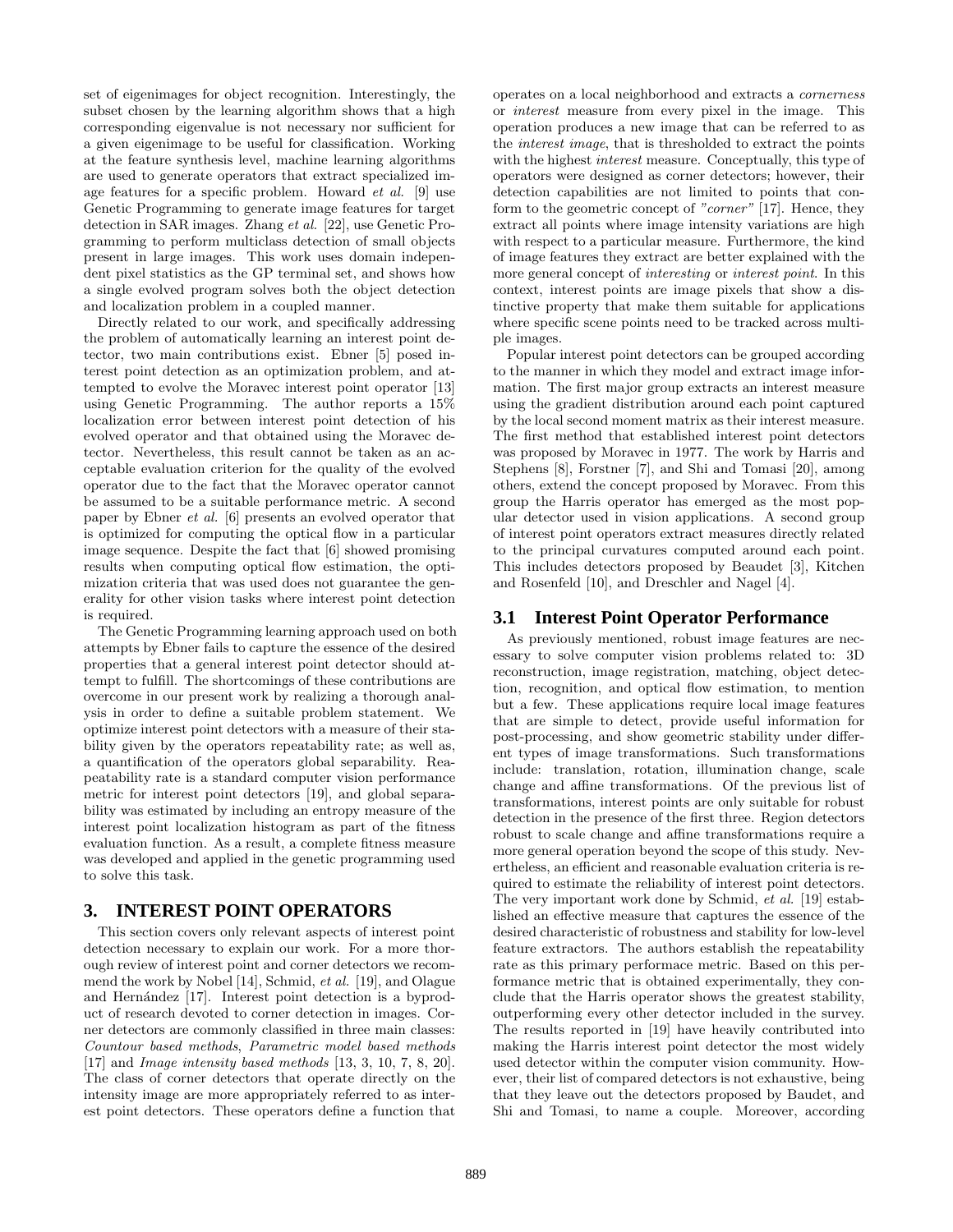set of eigenimages for object recognition. Interestingly, the subset chosen by the learning algorithm shows that a high corresponding eigenvalue is not necessary nor sufficient for a given eigenimage to be useful for classification. Working at the feature synthesis level, machine learning algorithms are used to generate operators that extract specialized image features for a specific problem. Howard *et al.* [9] use Genetic Programming to generate image features for target detection in SAR images. Zhang *et al.* [22], use Genetic Programming to perform multiclass detection of small objects present in large images. This work uses domain independent pixel statistics as the GP terminal set, and shows how a single evolved program solves both the object detection and localization problem in a coupled manner.

Directly related to our work, and specifically addressing the problem of automatically learning an interest point detector, two main contributions exist. Ebner [5] posed interest point detection as an optimization problem, and attempted to evolve the Moravec interest point operator [13] using Genetic Programming. The author reports a 15% localization error between interest point detection of his evolved operator and that obtained using the Moravec detector. Nevertheless, this result cannot be taken as an acceptable evaluation criterion for the quality of the evolved operator due to the fact that the Moravec operator cannot be assumed to be a suitable performance metric. A second paper by Ebner *et al.* [6] presents an evolved operator that is optimized for computing the optical flow in a particular image sequence. Despite the fact that [6] showed promising results when computing optical flow estimation, the optimization criteria that was used does not guarantee the generality for other vision tasks where interest point detection is required.

The Genetic Programming learning approach used on both attempts by Ebner fails to capture the essence of the desired properties that a general interest point detector should attempt to fulfill. The shortcomings of these contributions are overcome in our present work by realizing a thorough analysis in order to define a suitable problem statement. We optimize interest point detectors with a measure of their stability given by the operators repeatability rate; as well as, a quantification of the operators global separability. Reapeatability rate is a standard computer vision performance metric for interest point detectors [19], and global separability was estimated by including an entropy measure of the interest point localization histogram as part of the fitness evaluation function. As a result, a complete fitness measure was developed and applied in the genetic programming used to solve this task.

## 3. INTEREST POINT OPERATORS

This section covers only relevant aspects of interest point detection necessary to explain our work. For a more thorough review of interest point and corner detectors we recommend the work by Nobel [14], Schmid, *et al.* [19], and Olague and Hernández [17]. Interest point detection is a byproduct of research devoted to corner detection in images. Corner detectors are commonly classified in three main classes: *Countour based methods*, *Parametric model based methods* [17] and *Image intensity based methods* [13, 3, 10, 7, 8, 20]. The class of corner detectors that operate directly on the intensity image are more appropriately referred to as interest point detectors. These operators define a function that operates on a local neighborhood and extracts a *cornerness* or *interest* measure from every pixel in the image. This operation produces a new image that can be referred to as the *interest image*, that is thresholded to extract the points with the highest *interest* measure. Conceptually, this type of operators were designed as corner detectors; however, their detection capabilities are not limited to points that conform to the geometric concept of *"corner"* [17]. Hence, they extract all points where image intensity variations are high with respect to a particular measure. Furthermore, the kind of image features they extract are better explained with the more general concept of *interesting* or *interest point*. In this context, interest points are image pixels that show a distinctive property that make them suitable for applications where specific scene points need to be tracked across multiple images.

Popular interest point detectors can be grouped according to the manner in which they model and extract image information. The first major group extracts an interest measure using the gradient distribution around each point captured by the local second moment matrix as their interest measure. The first method that established interest point detectors was proposed by Moravec in 1977. The work by Harris and Stephens [8], Forstner [7], and Shi and Tomasi [20], among others, extend the concept proposed by Moravec. From this group the Harris operator has emerged as the most popular detector used in vision applications. A second group of interest point operators extract measures directly related to the principal curvatures computed around each point. This includes detectors proposed by Beaudet [3], Kitchen and Rosenfeld [10], and Dreschler and Nagel [4].

### 3.1 Interest Point Operator Performance

As previously mentioned, robust image features are necessary to solve computer vision problems related to: 3D reconstruction, image registration, matching, object detection, recognition, and optical flow estimation, to mention but a few. These applications require local image features that are simple to detect, provide useful information for post-processing, and show geometric stability under different types of image transformations. Such transformations include: translation, rotation, illumination change, scale change and affine transformations. Of the previous list of transformations, interest points are only suitable for robust detection in the presence of the first three. Region detectors robust to scale change and affine transformations require a more general operation beyond the scope of this study. Nevertheless, an efficient and reasonable evaluation criteria is required to estimate the reliability of interest point detectors. The very important work done by Schmid, *et al.* [19] established an effective measure that captures the essence of the desired characteristic of robustness and stability for low-level feature extractors. The authors establish the repeatability rate as this primary performace metric. Based on this performance metric that is obtained experimentally, they conclude that the Harris operator shows the greatest stability, outperforming every other detector included in the survey. The results reported in [19] have heavily contributed into making the Harris interest point detector the most widely used detector within the computer vision community. However, their list of compared detectors is not exhaustive, being that they leave out the detectors proposed by Baudet, and Shi and Tomasi, to name a couple. Moreover, according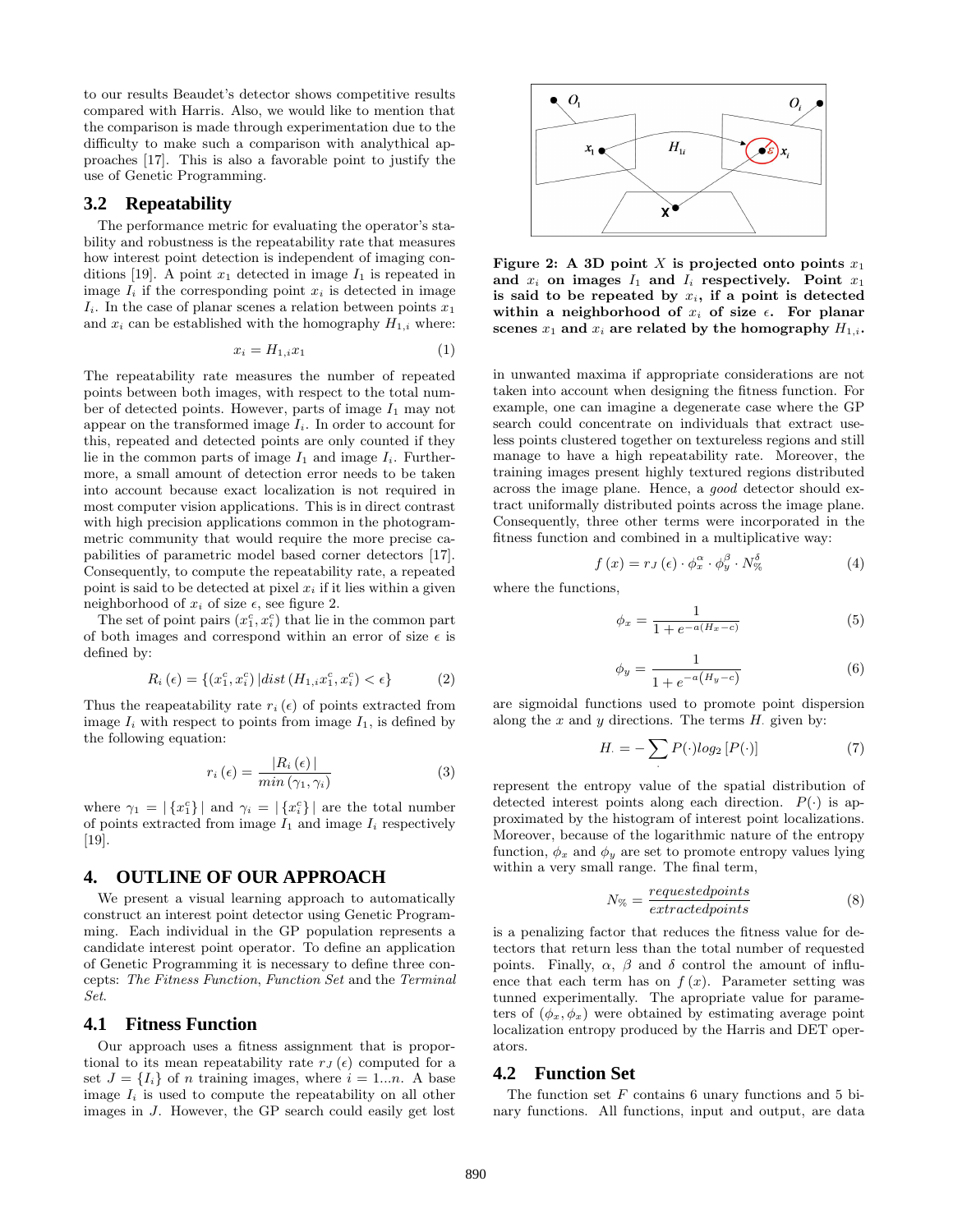to our results Beaudet's detector shows competitive results compared with Harris. Also, we would like to mention that the comparison is made through experimentation due to the difficulty to make such a comparison with analytical approaches [17]. This is also a favorable point to justify the use of Genetic Programming.

## 3.2 Repeatability

The performance metric for evaluating the operator's stability and robustness is the repeatability rate that measures how interest point detection is independent of imaging conditions [19]. A point $x_1$ detected in image $I_1$ is repeated in image $I_i$ if the corresponding point $x_i$ is detected in image $I_i$. In the case of planar scenes a relation between points $x_1$ and $x_i$ can be established with the homography $H_{1,i}$ where:

$$x_i = H_{1,i} x_1 \quad (1)$$

The repeatability rate measures the number of repeated points between both images, with respect to the total number of detected points. However, parts of image $I_1$ may not appear on the transformed image $I_i$. In order to account for this, repeated and detected points are only counted if they lie in the common parts of image $I_1$ and image $I_i$. Furthermore, a small amount of detection error needs to be taken into account because exact localization is not required in most computer vision applications. This is in direct contrast with high precision applications common in the photogrammetric community that would require the more precise capabilities of parametric model based corner detectors [17]. Consequently, to compute the repeatability rate, a repeated point is said to be detected at pixel $x_i$ if it lies within a given neighborhood of $x_i$ of size $\epsilon$, see figure 2.

The set of point pairs $(x_1^c, x_i^c)$ that lie in the common part of both images and correspond within an error of size $\epsilon$ is defined by:

$$R_i(\epsilon) = \{(x_1^c, x_i^c) \,|\, dist(H_{1,i} x_1^c, x_i^c) < \epsilon\} \quad (2)$$

Thus the reapeatability rate $r_i(\epsilon)$ of points extracted from image $I_i$ with respect to points from image $I_1$, is defined by the following equation:

$$r_i(\epsilon) = \frac{|R_i(\epsilon)|}{min(\gamma_1, \gamma_i)} \quad (3)$$

where $\gamma_1 = |\{x_1^c\}|$ and $\gamma_i = |\{x_i^c\}|$ are the total number of points extracted from image $I_1$ and image $I_i$ respectively [19].

**Figure 2: A 3D point $X$ is projected onto points $x_1$ and $x_i$ on images $I_1$ and $I_i$ respectively. Point $x_1$ is said to be repeated by $x_i$, if a point is detected within a neighborhood of $x_i$ of size $\epsilon$. For planar scenes $x_1$ and $x_i$ are related by the homography $H_{1,i}$.**

# 4. OUTLINE OF OUR APPROACH

We present a visual learning approach to automatically construct an interest point detector using Genetic Programming. Each individual in the GP population represents a candidate interest point operator. To define an application of Genetic Programming it is necessary to define three concepts: *The Fitness Function*, *Function Set* and the *Terminal Set*.

## 4.1 Fitness Function

Our approach uses a fitness assignment that is proportional to its mean repeatability rate $r_J(\epsilon)$ computed for a set $J = \{I_i\}$ of $n$ training images, where $i = 1...n$. A base image $I_i$ is used to compute the repeatability on all other images in $J$. However, the GP search could easily get lost in unwanted maxima if appropriate considerations are not taken into account when designing the fitness function. For example, one can imagine a degenerate case where the GP search could concentrate on individuals that extract useless points clustered together on textureless regions and still manage to have a high repeatability rate. Moreover, the training images present highly textured regions distributed across the image plane. Hence, a *good* detector should extract uniformally distributed points across the image plane. Consequently, three other terms were incorporated in the fitness function and combined in a multiplicative way:

$$f(x) = r_J(\epsilon) \cdot \phi_x^{\alpha} \cdot \phi_y^{\beta} \cdot N_{\%}^{\delta} \quad (4)$$

where the functions,

$$\phi_x = \frac{1}{1 + e^{-a(H_x - c)}} \quad (5)$$

$$\phi_y = \frac{1}{1 + e^{-a\left(H_y - c\right)}} \quad (6)$$

are sigmoidal functions used to promote point dispersion along the $x$ and $y$ directions. The terms $H.$ given by:

$$H. = -\sum_{\cdot} P(\cdot) log_2 [P(\cdot)] \quad (7)$$

represent the entropy value of the spatial distribution of detected interest points along each direction. $P(\cdot)$ is approximated by the histogram of interest point localizations. Moreover, because of the logarithmic nature of the entropy function, $\phi_x$ and $\phi_y$ are set to promote entropy values lying within a very small range. The final term,

$$N_{\%} = \frac{requested points}{extracted points} \quad (8)$$

is a penalizing factor that reduces the fitness value for detectors that return less than the total number of requested points. Finally, $\alpha$, $\beta$ and $\delta$ control the amount of influence that each term has on $f(x)$. Parameter setting was tunned experimentally. The apropriate value for parameters of $(\phi_x, \phi_x)$ were obtained by estimating average point localization entropy produced by the Harris and DET operators.

## 4.2 Function Set

The function set $F$ contains 6 unary functions and 5 binary functions. All functions, input and output, are data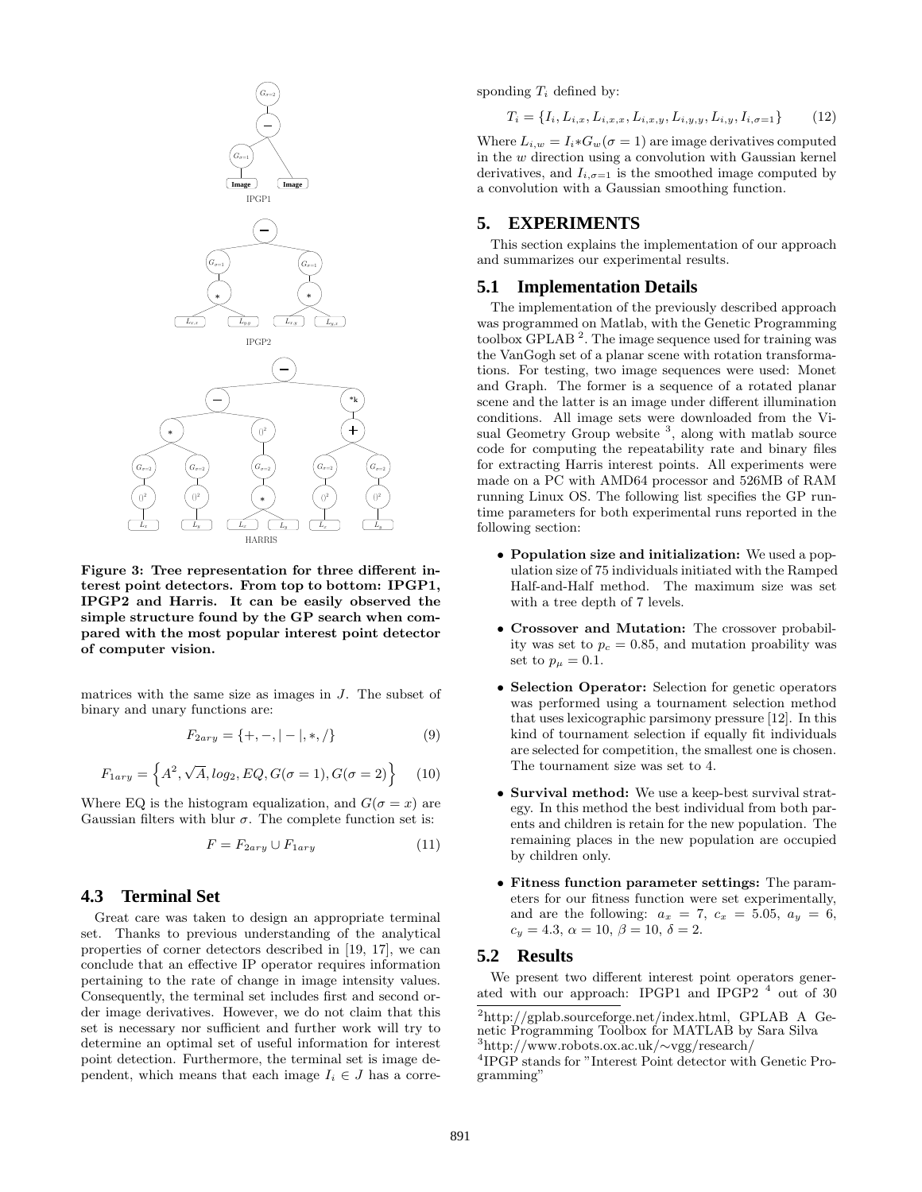IPGP1

IPGP2

HARRIS

**Figure 3: Tree representation for three different interest point detectors. From top to bottom: IPGP1, IPGP2 and Harris. It can be easily observed the simple structure found by the GP search when compared with the most popular interest point detector of computer vision.**

matrices with the same size as images in $J$. The subset of binary and unary functions are:

$$F_{2ary} = \{+, -, |-|, *, /\} \tag{9}$$

$$F_{1ary} = \left\{A^2, \sqrt{A}, log_2, EQ, G(\sigma = 1), G(\sigma = 2)\right\} \tag{10}$$

Where EQ is the histogram equalization, and $G(\sigma = x)$ are Gaussian filters with blur $\sigma$. The complete function set is:

$$F = F_{2ary} \cup F_{1ary} \tag{11}$$

### 4.3 Terminal Set

Great care was taken to design an appropriate terminal set. Thanks to previous understanding of the analytical properties of corner detectors described in [19, 17], we can conclude that an effective IP operator requires information pertaining to the rate of change in image intensity values. Consequently, the terminal set includes first and second order image derivatives. However, we do not claim that this set is necessary nor sufficient and further work will try to determine an optimal set of useful information for interest point detection. Furthermore, the terminal set is image dependent, which means that each image $I_i \in J$ has a corresponding $T_i$ defined by:

$$T_i = \{I_i, L_{i,x}, L_{i,x,x}, L_{i,x,y}, L_{i,y,y}, L_{i,y}, I_{i,\sigma=1}\} \tag{12}$$

Where $L_{i,w} = I_i * G_w(\sigma = 1)$ are image derivatives computed in the $w$ direction using a convolution with Gaussian kernel derivatives, and $I_{i,\sigma=1}$ is the smoothed image computed by a convolution with a Gaussian smoothing function.

## 5. EXPERIMENTS

This section explains the implementation of our approach and summarizes our experimental results.

### 5.1 Implementation Details

The implementation of the previously described approach was programmed on Matlab, with the Genetic Programming toolbox GPLAB [2]. The image sequence used for training was the VanGogh set of a planar scene with rotation transformations. For testing, two image sequences were used: Monet and Graph. The former is a sequence of a rotated planar scene and the latter is an image under different illumination conditions. All image sets were downloaded from the Visual Geometry Group website [3], along with matlab source code for computing the repeatability rate and binary files for extracting Harris interest points. All experiments were made on a PC with AMD64 processor and 526MB of RAM running Linux OS. The following list specifies the GP runtime parameters for both experimental runs reported in the following section:

- **Population size and initialization:** We used a population size of 75 individuals initiated with the Ramped Half-and-Half method. The maximum size was set with a tree depth of 7 levels.
- **Crossover and Mutation:** The crossover probability was set to $p_c = 0.85$, and mutation proability was set to $p_\mu = 0.1$.
- **Selection Operator:** Selection for genetic operators was performed using a tournament selection method that uses lexicographic parsimony pressure [12]. In this kind of tournament selection if equally fit individuals are selected for competition, the smallest one is chosen. The tournament size was set to 4.
- **Survival method:** We use a keep-best survival strategy. In this method the best individual from both parents and children is retain for the new population. The remaining places in the new population are occupied by children only.
- **Fitness function parameter settings:** The parameters for our fitness function were set experimentally, and are the following: $a_x = 7$, $c_x = 5.05$, $a_y = 6$, $c_y = 4.3$, $\alpha = 10$, $\beta = 10$, $\delta = 2$.

### 5.2 Results

We present two different interest point operators generated with our approach: IPGP1 and IPGP2 [4] out of 30

[2] http://gplab.sourceforge.net/index.html, GPLAB A Genetic Programming Toolbox for MATLAB by Sara Silva

[3] http://www.robots.ox.ac.uk/∼vgg/research/

[4] IPGP stands for "Interest Point detector with Genetic Programming"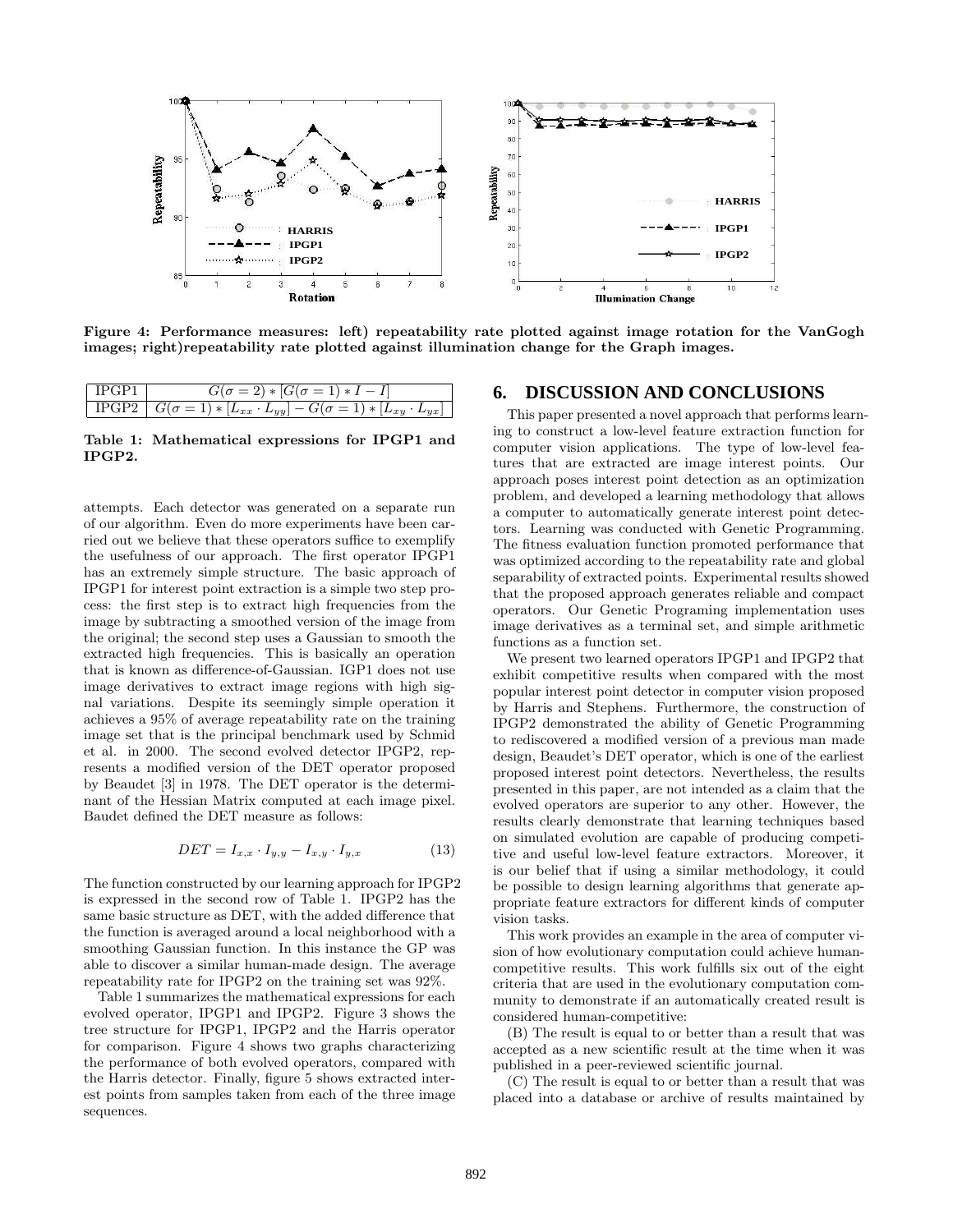Figure 4: Performance measures: left) repeatability rate plotted against image rotation for the VanGogh images; right)repeatability rate plotted against illumination change for the Graph images.

| IPGP1 | $G(\sigma = 2) * [G(\sigma = 1) * I - I]$ |
|---|---|
| IPGP2 | $G(\sigma = 1) * [L_{xx} \cdot L_{yy}] - G(\sigma = 1) * [L_{xy} \cdot L_{yx}]$ |

**Table 1: Mathematical expressions for IPGP1 and IPGP2.**

attempts. Each detector was generated on a separate run of our algorithm. Even do more experiments have been carried out we believe that these operators suffice to exemplify the usefulness of our approach. The first operator IPGP1 has an extremely simple structure. The basic approach of IPGP1 for interest point extraction is a simple two step process: the first step is to extract high frequencies from the image by subtracting a smoothed version of the image from the original; the second step uses a Gaussian to smooth the extracted high frequencies. This is basically an operation that is known as difference-of-Gaussian. IGP1 does not use image derivatives to extract image regions with high signal variations. Despite its seemingly simple operation it achieves a 95% of average repeatability rate on the training image set that is the principal benchmark used by Schmid et al. in 2000. The second evolved detector IPGP2, represents a modified version of the DET operator proposed by Beaudet [3] in 1978. The DET operator is the determinant of the Hessian Matrix computed at each image pixel. Baudet defined the DET measure as follows:

$$DET = I_{x,x} \cdot I_{y,y} - I_{x,y} \cdot I_{y,x} \tag{13}$$

The function constructed by our learning approach for IPGP2 is expressed in the second row of Table 1. IPGP2 has the same basic structure as DET, with the added difference that the function is averaged around a local neighborhood with a smoothing Gaussian function. In this instance the GP was able to discover a similar human-made design. The average repeatability rate for IPGP2 on the training set was 92%.

Table 1 summarizes the mathematical expressions for each evolved operator, IPGP1 and IPGP2. Figure 3 shows the tree structure for IPGP1, IPGP2 and the Harris operator for comparison. Figure 4 shows two graphs characterizing the performance of both evolved operators, compared with the Harris detector. Finally, figure 5 shows extracted interest points from samples taken from each of the three image sequences.

## 6. DISCUSSION AND CONCLUSIONS

This paper presented a novel approach that performs learning to construct a low-level feature extraction function for computer vision applications. The type of low-level features that are extracted are image interest points. Our approach poses interest point detection as an optimization problem, and developed a learning methodology that allows a computer to automatically generate interest point detectors. Learning was conducted with Genetic Programming. The fitness evaluation function promoted performance that was optimized according to the repeatability rate and global separability of extracted points. Experimental results showed that the proposed approach generates reliable and compact operators. Our Genetic Programing implementation uses image derivatives as a terminal set, and simple arithmetic functions as a function set.

We present two learned operators IPGP1 and IPGP2 that exhibit competitive results when compared with the most popular interest point detector in computer vision proposed by Harris and Stephens. Furthermore, the construction of IPGP2 demonstrated the ability of Genetic Programming to rediscovered a modified version of a previous man made design, Beaudet's DET operator, which is one of the earliest proposed interest point detectors. Nevertheless, the results presented in this paper, are not intended as a claim that the evolved operators are superior to any other. However, the results clearly demonstrate that learning techniques based on simulated evolution are capable of producing competitive and useful low-level feature extractors. Moreover, it is our belief that if using a similar methodology, it could be possible to design learning algorithms that generate appropriate feature extractors for different kinds of computer vision tasks.

This work provides an example in the area of computer vision of how evolutionary computation could achieve human-competitive results. This work fulfills six out of the eight criteria that are used in the evolutionary computation community to demonstrate if an automatically created result is considered human-competitive:

(B) The result is equal to or better than a result that was accepted as a new scientific result at the time when it was published in a peer-reviewed scientific journal.

(C) The result is equal to or better than a result that was placed into a database or archive of results maintained by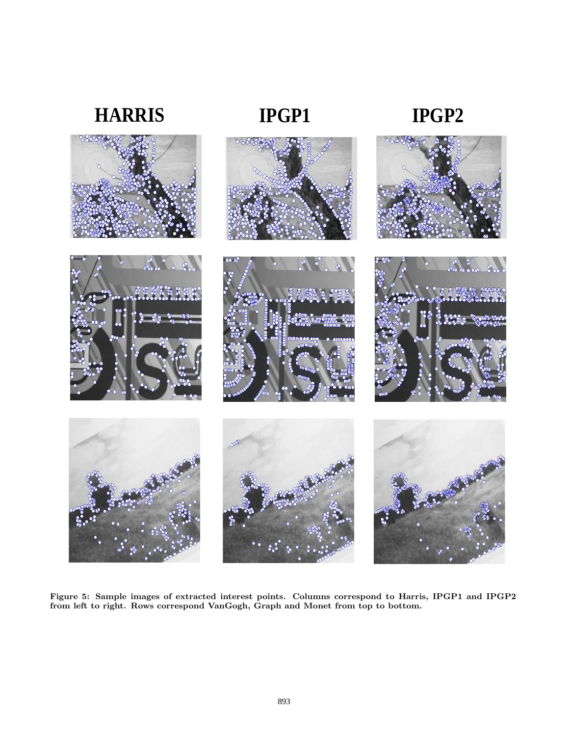**Figure 5: Sample images of extracted interest points. Columns correspond to Harris, IPGP1 and IPGP2 from left to right. Rows correspond VanGogh, Graph and Monet from top to bottom.**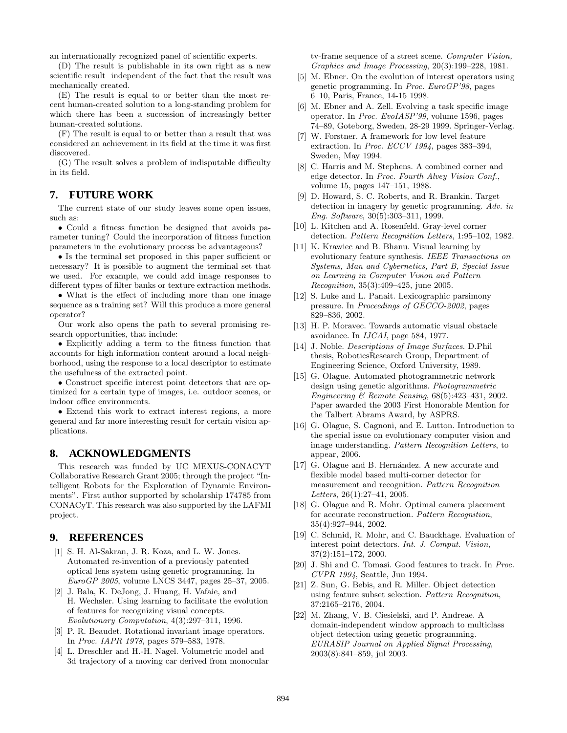an internationally recognized panel of scientific experts.

(D) The result is publishable in its own right as a new scientific result independent of the fact that the result was mechanically created.

(E) The result is equal to or better than the most recent human-created solution to a long-standing problem for which there has been a succession of increasingly better human-created solutions.

(F) The result is equal to or better than a result that was considered an achievement in its field at the time it was first discovered.

(G) The result solves a problem of indisputable difficulty in its field.

## 7. FUTURE WORK

The current state of our study leaves some open issues, such as:

- Could a fitness function be designed that avoids parameter tuning? Could the incorporation of fitness function parameters in the evolutionary process be advantageous?
- Is the terminal set proposed in this paper sufficient or necessary? It is possible to augment the terminal set that we used. For example, we could add image responses to different types of filter banks or texture extraction methods.
- What is the effect of including more than one image sequence as a training set? Will this produce a more general operator?

Our work also opens the path to several promising research opportunities, that include:

- Explicitly adding a term to the fitness function that accounts for high information content around a local neighborhood, using the response to a local descriptor to estimate the usefulness of the extracted point.
- Construct specific interest point detectors that are optimized for a certain type of images, i.e. outdoor scenes, or indoor office environments.
- Extend this work to extract interest regions, a more general and far more interesting result for certain vision applications.

## 8. ACKNOWLEDGMENTS

This research was funded by UC MEXUS-CONACYT Collaborative Research Grant 2005; through the project "Intelligent Robots for the Exploration of Dynamic Environments". First author supported by scholarship 174785 from CONACyT. This research was also supported by the LAFMI project.

## 9. REFERENCES

[1] S. H. Al-Sakran, J. R. Koza, and L. W. Jones. Automated re-invention of a previously patented optical lens system using genetic programming. In *EuroGP 2005*, volume LNCS 3447, pages 25–37, 2005.

[2] J. Bala, K. DeJong, J. Huang, H. Vafaie, and H. Wechsler. Using learning to facilitate the evolution of features for recognizing visual concepts. *Evolutionary Computation*, 4(3):297–311, 1996.

[3] P. R. Beaudet. Rotational invariant image operators. In *Proc. IAPR 1978*, pages 579–583, 1978.

[4] L. Dreschler and H.-H. Nagel. Volumetric model and 3d trajectory of a moving car derived from monocular tv-frame sequence of a street scene. *Computer Vision, Graphics and Image Processing*, 20(3):199–228, 1981.

[5] M. Ebner. On the evolution of interest operators using genetic programming. In *Proc. EuroGP'98*, pages 6–10, Paris, France, 14-15 1998.

[6] M. Ebner and A. Zell. Evolving a task specific image operator. In *Proc. EvoIASP'99*, volume 1596, pages 74–89, Goteborg, Sweden, 28-29 1999. Springer-Verlag.

[7] W. Forstner. A framework for low level feature extraction. In *Proc. ECCV 1994*, pages 383–394, Sweden, May 1994.

[8] C. Harris and M. Stephens. A combined corner and edge detector. In *Proc. Fourth Alvey Vision Conf.*, volume 15, pages 147–151, 1988.

[9] D. Howard, S. C. Roberts, and R. Brankin. Target detection in imagery by genetic programming. *Adv. in Eng. Software*, 30(5):303–311, 1999.

[10] L. Kitchen and A. Rosenfeld. Gray-level corner detection. *Pattern Recognition Letters*, 1:95–102, 1982.

[11] K. Krawiec and B. Bhanu. Visual learning by evolutionary feature synthesis. *IEEE Transactions on Systems, Man and Cybernetics, Part B, Special Issue on Learning in Computer Vision and Pattern Recognition*, 35(3):409–425, june 2005.

[12] S. Luke and L. Panait. Lexicographic parsimony pressure. In *Proceedings of GECCO-2002*, pages 829–836, 2002.

[13] H. P. Moravec. Towards automatic visual obstacle avoidance. In *IJCAI*, page 584, 1977.

[14] J. Noble. *Descriptions of Image Surfaces.* D.Phil thesis, RoboticsResearch Group, Department of Engineering Science, Oxford University, 1989.

[15] G. Olague. Automated photogrammetric network design using genetic algorithms. *Photogrammetric Engineering & Remote Sensing*, 68(5):423–431, 2002. Paper awarded the 2003 First Honorable Mention for the Talbert Abrams Award, by ASPRS.

[16] G. Olague, S. Cagnoni, and E. Lutton. Introduction to the special issue on evolutionary computer vision and image understanding. *Pattern Recognition Letters*, to appear, 2006.

[17] G. Olague and B. Hernández. A new accurate and flexible model based multi-corner detector for measurement and recognition. *Pattern Recognition Letters*, 26(1):27–41, 2005.

[18] G. Olague and R. Mohr. Optimal camera placement for accurate reconstruction. *Pattern Recognition*, 35(4):927–944, 2002.

[19] C. Schmid, R. Mohr, and C. Bauckhage. Evaluation of interest point detectors. *Int. J. Comput. Vision*, 37(2):151–172, 2000.

[20] J. Shi and C. Tomasi. Good features to track. In *Proc. CVPR 1994*, Seattle, Jun 1994.

[21] Z. Sun, G. Bebis, and R. Miller. Object detection using feature subset selection. *Pattern Recognition*, 37:2165–2176, 2004.

[22] M. Zhang, V. B. Ciesielski, and P. Andreae. A domain-independent window approach to multiclass object detection using genetic programming. *EURASIP Journal on Applied Signal Processing*, 2003(8):841–859, jul 2003.